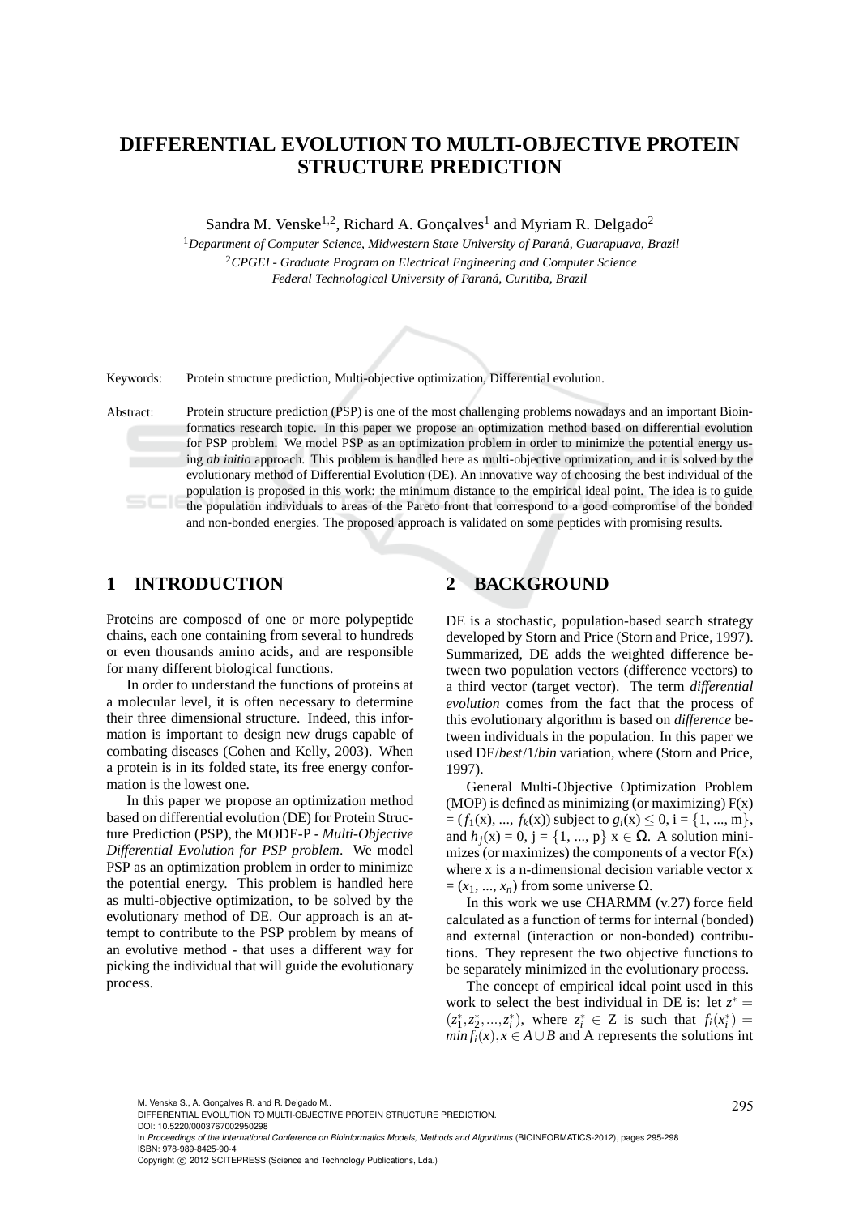# DIFFERENTIAL EVOLUTION TO MULTI-OBJECTIVE PROTEIN STRUCTURE PREDICTION

Sandra M. Venske[1,2], Richard A. Gonçalves[1] and Myriam R. Delgado[2]

[1]*Department of Computer Science, Midwestern State University of Paraná, Guarapuava, Brazil*

[2]*CPGEI - Graduate Program on Electrical Engineering and Computer Science*
*Federal Technological University of Paraná, Curitiba, Brazil*

Keywords: Protein structure prediction, Multi-objective optimization, Differential evolution.

Abstract: Protein structure prediction (PSP) is one of the most challenging problems nowadays and an important Bioinformatics research topic. In this paper we propose an optimization method based on differential evolution for PSP problem. We model PSP as an optimization problem in order to minimize the potential energy using *ab initio* approach. This problem is handled here as multi-objective optimization, and it is solved by the evolutionary method of Differential Evolution (DE). An innovative way of choosing the best individual of the population is proposed in this work: the minimum distance to the empirical ideal point. The idea is to guide the population individuals to areas of the Pareto front that correspond to a good compromise of the bonded and non-bonded energies. The proposed approach is validated on some peptides with promising results.

## 1 INTRODUCTION

Proteins are composed of one or more polypeptide chains, each one containing from several to hundreds or even thousands amino acids, and are responsible for many different biological functions.

In order to understand the functions of proteins at a molecular level, it is often necessary to determine their three dimensional structure. Indeed, this information is important to design new drugs capable of combating diseases (Cohen and Kelly, 2003). When a protein is in its folded state, its free energy conformation is the lowest one.

In this paper we propose an optimization method based on differential evolution (DE) for Protein Structure Prediction (PSP), the MODE-P - *Multi-Objective Differential Evolution for PSP problem*. We model PSP as an optimization problem in order to minimize the potential energy. This problem is handled here as multi-objective optimization, to be solved by the evolutionary method of DE. Our approach is an attempt to contribute to the PSP problem by means of an evolutive method - that uses a different way for picking the individual that will guide the evolutionary process.

## 2 BACKGROUND

DE is a stochastic, population-based search strategy developed by Storn and Price (Storn and Price, 1997). Summarized, DE adds the weighted difference between two population vectors (difference vectors) to a third vector (target vector). The term *differential evolution* comes from the fact that the process of this evolutionary algorithm is based on *difference* between individuals in the population. In this paper we used DE/*best*/1/*bin* variation, where (Storn and Price, 1997).

General Multi-Objective Optimization Problem (MOP) is defined as minimizing (or maximizing) F(x) = ($f_1$(x), ..., $f_k$(x)) subject to $g_i$(x) $\leq$ 0, i = {1, ..., m}, and $h_j$(x) = 0, j = {1, ..., p} x $\in \Omega$. A solution minimizes (or maximizes) the components of a vector F(x) where x is a n-dimensional decision variable vector x = ($x_1$, ..., $x_n$) from some universe $\Omega$.

In this work we use CHARMM (v.27) force field calculated as a function of terms for internal (bonded) and external (interaction or non-bonded) contributions. They represent the two objective functions to be separately minimized in the evolutionary process.

The concept of empirical ideal point used in this work to select the best individual in DE is: let $z^* = (z_1^*, z_2^*, ..., z_i^*)$, where $z_i^* \in$ Z is such that $f_i(x_i^*) = min\, f_i(x), x \in A \cup B$ and A represents the solutions int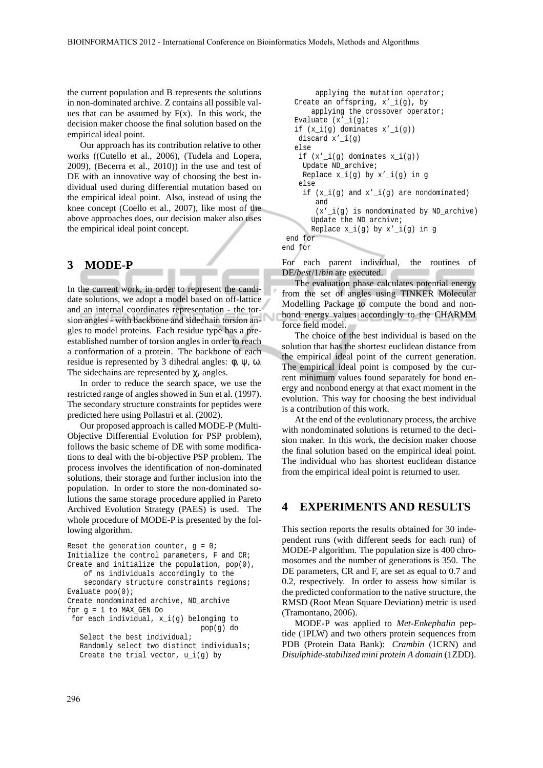the current population and B represents the solutions in non-dominated archive. Z contains all possible values that can be assumed by F(x). In this work, the decision maker choose the final solution based on the empirical ideal point.

Our approach has its contribution relative to other works ((Cutello et al., 2006), (Tudela and Lopera, 2009), (Becerra et al., 2010)) in the use and test of DE with an innovative way of choosing the best individual used during differential mutation based on the empirical ideal point. Also, instead of using the knee concept (Coello et al., 2007), like most of the above approaches does, our decision maker also uses the empirical ideal point concept.

# 3 MODE-P

In the current work, in order to represent the candidate solutions, we adopt a model based on off-lattice and an internal coordinates representation - the torsion angles - with backbone and sidechain torsion angles to model proteins. Each residue type has a pre-established number of torsion angles in order to reach a conformation of a protein. The backbone of each residue is represented by 3 dihedral angles: $\phi$, $\psi$, $\omega$. The sidechains are represented by $\chi_i$ angles.

In order to reduce the search space, we use the restricted range of angles showed in Sun et al. (1997). The secondary structure constraints for peptides were predicted here using Pollastri et al. (2002).

Our proposed approach is called MODE-P (Multi-Objective Differential Evolution for PSP problem), follows the basic scheme of DE with some modifications to deal with the bi-objective PSP problem. The process involves the identification of non-dominated solutions, their storage and further inclusion into the population. In order to store the non-dominated solutions the same storage procedure applied in Pareto Archived Evolution Strategy (PAES) is used. The whole procedure of MODE-P is presented by the following algorithm.

```
Reset the generation counter, g = 0;
Initialize the control parameters, F and CR;
Create and initialize the population, pop(0),
    of ns individuals accordingly to the
    secondary structure constraints regions;
Evaluate pop(0);
Create nondominated archive, ND_archive
for g = 1 to MAX_GEN Do
 for each individual, x_i(g) belonging to
                              pop(g) do
   Select the best individual;
   Randomly select two distinct individuals;
   Create the trial vector, u_i(g) by
       applying the mutation operator;
   Create an offspring, x'_i(g), by
       applying the crossover operator;
   Evaluate (x'_i(g);
   if (x_i(g) dominates x'_i(g))
    discard x'_i(g)
   else
    if (x'_i(g) dominates x_i(g))
     Update ND_archive;
     Replace x_i(g) by x'_i(g) in g
    else
     if (x_i(g) and x'_i(g) are nondominated)
        and
        (x'_i(g) is nondominated by ND_archive)
       Update the ND_archive;
       Replace x_i(g) by x'_i(g) in g
 end for
end for
```

For each parent individual, the routines of DE/*best*/1/*bin* are executed.

The evaluation phase calculates potential energy from the set of angles using TINKER Molecular Modelling Package to compute the bond and nonbond energy values accordingly to the CHARMM force field model.

The choice of the best individual is based on the solution that has the shortest euclidean distance from the empirical ideal point of the current generation. The empirical ideal point is composed by the current minimum values found separately for bond energy and nonbond energy at that exact moment in the evolution. This way for choosing the best individual is a contribution of this work.

At the end of the evolutionary process, the archive with nondominated solutions is returned to the decision maker. In this work, the decision maker choose the final solution based on the empirical ideal point. The individual who has shortest euclidean distance from the empirical ideal point is returned to user.

# 4 EXPERIMENTS AND RESULTS

This section reports the results obtained for 30 independent runs (with different seeds for each run) of MODE-P algorithm. The population size is 400 chromosomes and the number of generations is 350. The DE parameters, CR and F, are set as equal to 0.7 and 0.2, respectively. In order to assess how similar is the predicted conformation to the native structure, the RMSD (Root Mean Square Deviation) metric is used (Tramontano, 2006).

MODE-P was applied to *Met-Enkephalin* peptide (1PLW) and two others protein sequences from PDB (Protein Data Bank): *Crambin* (1CRN) and *Disulphide-stabilized mini protein A domain* (1ZDD).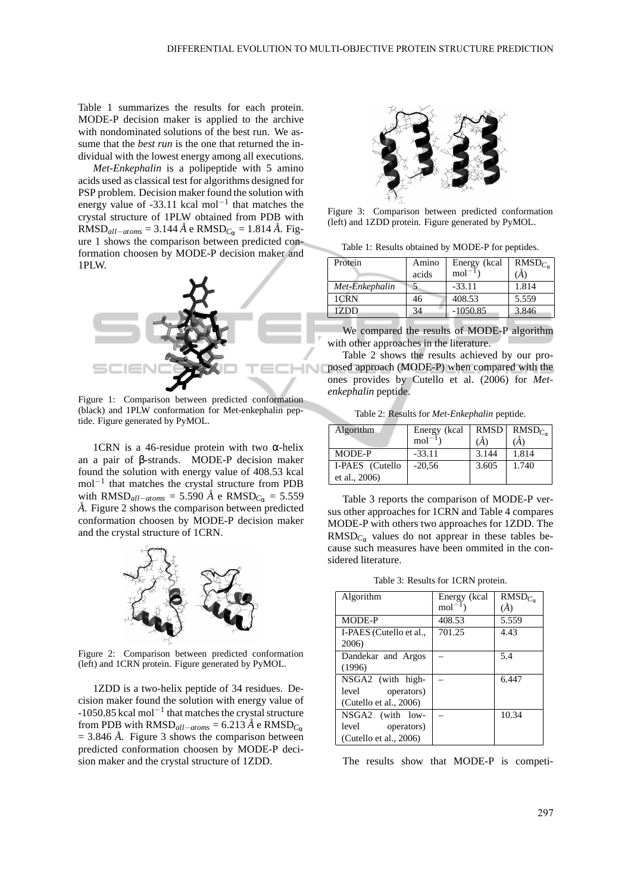Table 1 summarizes the results for each protein. MODE-P decision maker is applied to the archive with nondominated solutions of the best run. We assume that the *best run* is the one that returned the individual with the lowest energy among all executions.

*Met-Enkephalin* is a polipeptide with 5 amino acids used as classical test for algorithms designed for PSP problem. Decision maker found the solution with energy value of -33.11 kcal mol$^{-1}$ that matches the crystal structure of 1PLW obtained from PDB with $\text{RMSD}_{all-atoms}$ = 3.144 $\AA$ e $\text{RMSD}_{C_\alpha}$ = 1.814 $\AA$. Figure 1 shows the comparison between predicted conformation choosen by MODE-P decision maker and 1PLW.

Figure 1: Comparison between predicted conformation (black) and 1PLW conformation for Met-enkephalin peptide. Figure generated by PyMOL.

1CRN is a 46-residue protein with two $\alpha$-helix an a pair of $\beta$-strands. MODE-P decision maker found the solution with energy value of 408.53 kcal mol$^{-1}$ that matches the crystal structure from PDB with $\text{RMSD}_{all-atoms}$ = 5.590 $\AA$ e $\text{RMSD}_{C_\alpha}$ = 5.559 $\AA$. Figure 2 shows the comparison between predicted conformation choosen by MODE-P decision maker and the crystal structure of 1CRN.

Figure 2: Comparison between predicted conformation (left) and 1CRN protein. Figure generated by PyMOL.

1ZDD is a two-helix peptide of 34 residues. Decision maker found the solution with energy value of -1050.85 kcal mol$^{-1}$ that matches the crystal structure from PDB with $\text{RMSD}_{all-atoms}$ = 6.213 $\AA$ e $\text{RMSD}_{C_\alpha}$ = 3.846 $\AA$. Figure 3 shows the comparison between predicted conformation choosen by MODE-P decision maker and the crystal structure of 1ZDD.

Figure 3: Comparison between predicted conformation (left) and 1ZDD protein. Figure generated by PyMOL.

Table 1: Results obtained by MODE-P for peptides.

| Protein | Amino acids | Energy (kcal mol$^{-1}$) | $\text{RMSD}_{C_\alpha}$ ($\AA$) |
|---|---|---|---|
| *Met-Enkephalin* | 5 | -33.11 | 1.814 |
| 1CRN | 46 | 408.53 | 5.559 |
| 1ZDD | 34 | -1050.85 | 3.846 |

We compared the results of MODE-P algorithm with other approaches in the literature.

Table 2 shows the results achieved by our proposed approach (MODE-P) when compared with the ones provides by Cutello et al. (2006) for *Met-enkephalin* peptide.

Table 2: Results for *Met-Enkephalin* peptide.

| Algorithm | Energy (kcal mol$^{-1}$) | RMSD ($\AA$) | $\text{RMSD}_{C_\alpha}$ ($\AA$) |
|---|---|---|---|
| MODE-P | -33.11 | 3.144 | 1.814 |
| I-PAES (Cutello et al., 2006) | -20,56 | 3.605 | 1.740 |

Table 3 reports the comparison of MODE-P versus other approaches for 1CRN and Table 4 compares MODE-P with others two approaches for 1ZDD. The $\text{RMSD}_{C_\alpha}$ values do not appear in these tables because such measures have been ommited in the considered literature.

Table 3: Results for 1CRN protein.

| Algorithm | Energy (kcal mol$^{-1}$) | $\text{RMSD}_{C_\alpha}$ ($\AA$) |
|---|---|---|
| MODE-P | 408.53 | 5.559 |
| I-PAES (Cutello et al., 2006) | 701.25 | 4.43 |
| Dandekar and Argos (1996) | – | 5.4 |
| NSGA2 (with high-level operators) (Cutello et al., 2006) | – | 6.447 |
| NSGA2 (with low-level operators) (Cutello et al., 2006) | – | 10.34 |

The results show that MODE-P is competi-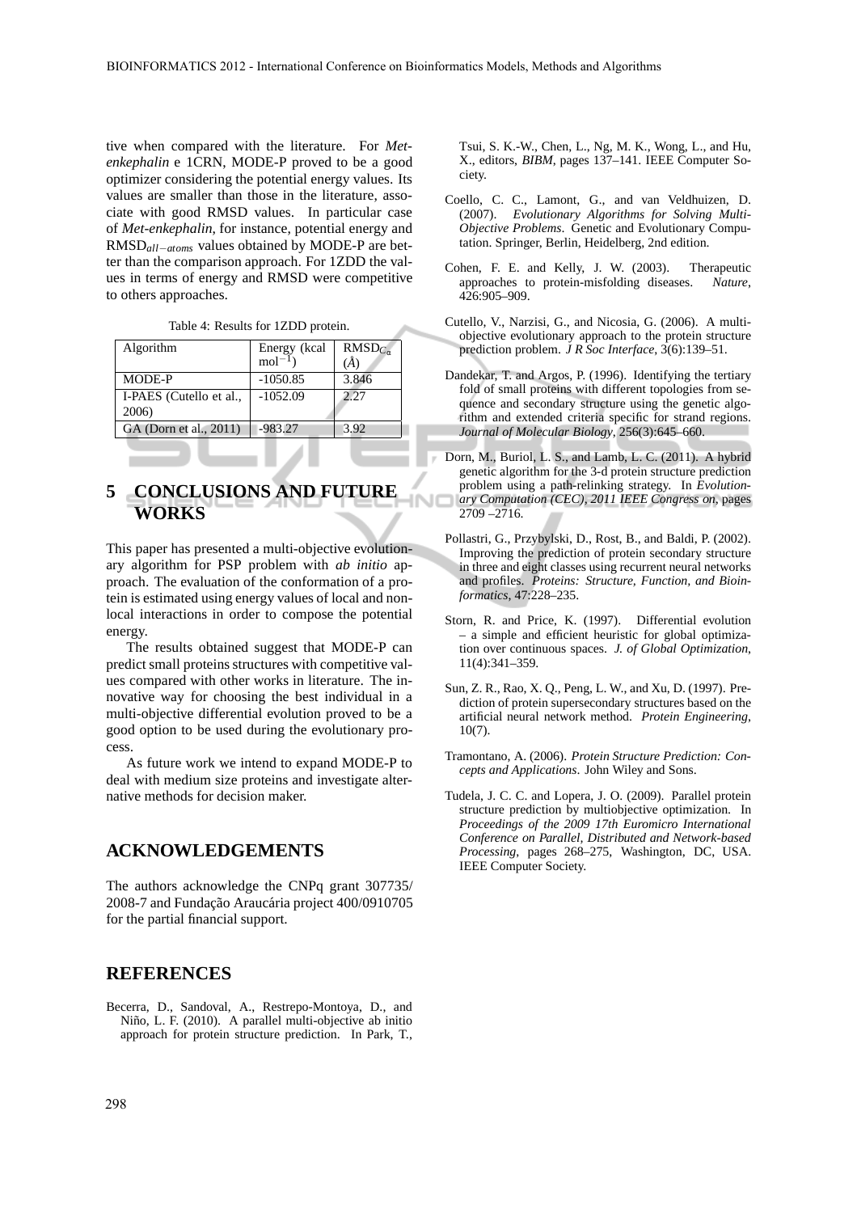tive when compared with the literature. For *Met-enkephalin* e 1CRN, MODE-P proved to be a good optimizer considering the potential energy values. Its values are smaller than those in the literature, associate with good RMSD values. In particular case of *Met-enkephalin*, for instance, potential energy and $RMSD_{all-atoms}$ values obtained by MODE-P are better than the comparison approach. For 1ZDD the values in terms of energy and RMSD were competitive to others approaches.

Table 4: Results for 1ZDD protein.

| Algorithm | Energy (kcal $mol^{-1}$) | $RMSD_{C_\alpha}$ (Å) |
|---|---|---|
| MODE-P | -1050.85 | 3.846 |
| I-PAES (Cutello et al., 2006) | -1052.09 | 2.27 |
| GA (Dorn et al., 2011) | -983.27 | 3.92 |

## 5 CONCLUSIONS AND FUTURE WORKS

This paper has presented a multi-objective evolutionary algorithm for PSP problem with *ab initio* approach. The evaluation of the conformation of a protein is estimated using energy values of local and nonlocal interactions in order to compose the potential energy.

The results obtained suggest that MODE-P can predict small proteins structures with competitive values compared with other works in literature. The innovative way for choosing the best individual in a multi-objective differential evolution proved to be a good option to be used during the evolutionary process.

As future work we intend to expand MODE-P to deal with medium size proteins and investigate alternative methods for decision maker.

## ACKNOWLEDGEMENTS

The authors acknowledge the CNPq grant 307735/2008-7 and Fundação Araucária project 400/0910705 for the partial financial support.

## REFERENCES

Becerra, D., Sandoval, A., Restrepo-Montoya, D., and Niño, L. F. (2010). A parallel multi-objective ab initio approach for protein structure prediction. In Park, T., Tsui, S. K.-W., Chen, L., Ng, M. K., Wong, L., and Hu, X., editors, *BIBM*, pages 137–141. IEEE Computer Society.

Coello, C. C., Lamont, G., and van Veldhuizen, D. (2007). *Evolutionary Algorithms for Solving Multi-Objective Problems*. Genetic and Evolutionary Computation. Springer, Berlin, Heidelberg, 2nd edition.

Cohen, F. E. and Kelly, J. W. (2003). Therapeutic approaches to protein-misfolding diseases. *Nature*, 426:905–909.

Cutello, V., Narzisi, G., and Nicosia, G. (2006). A multi-objective evolutionary approach to the protein structure prediction problem. *J R Soc Interface*, 3(6):139–51.

Dandekar, T. and Argos, P. (1996). Identifying the tertiary fold of small proteins with different topologies from sequence and secondary structure using the genetic algorithm and extended criteria specific for strand regions. *Journal of Molecular Biology*, 256(3):645–660.

Dorn, M., Buriol, L. S., and Lamb, L. C. (2011). A hybrid genetic algorithm for the 3-d protein structure prediction problem using a path-relinking strategy. In *Evolutionary Computation (CEC), 2011 IEEE Congress on*, pages 2709 –2716.

Pollastri, G., Przybylski, D., Rost, B., and Baldi, P. (2002). Improving the prediction of protein secondary structure in three and eight classes using recurrent neural networks and profiles. *Proteins: Structure, Function, and Bioinformatics*, 47:228–235.

Storn, R. and Price, K. (1997). Differential evolution – a simple and efficient heuristic for global optimization over continuous spaces. *J. of Global Optimization*, 11(4):341–359.

Sun, Z. R., Rao, X. Q., Peng, L. W., and Xu, D. (1997). Prediction of protein supersecondary structures based on the artificial neural network method. *Protein Engineering*, 10(7).

Tramontano, A. (2006). *Protein Structure Prediction: Concepts and Applications*. John Wiley and Sons.

Tudela, J. C. C. and Lopera, J. O. (2009). Parallel protein structure prediction by multiobjective optimization. In *Proceedings of the 2009 17th Euromicro International Conference on Parallel, Distributed and Network-based Processing*, pages 268–275, Washington, DC, USA. IEEE Computer Society.